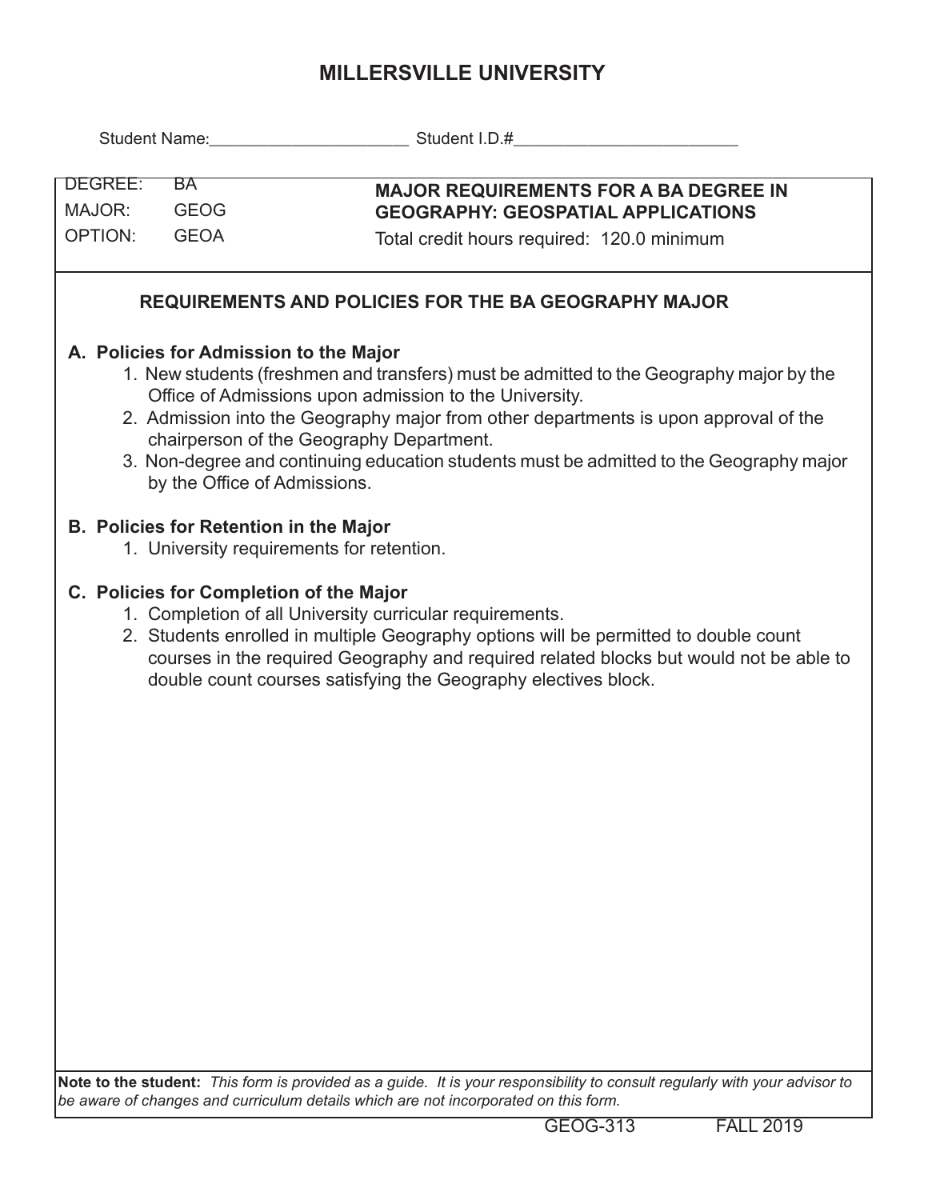# MILLERSVILLE UNIVERSITY

Student Name:______________________ Student I.D.#_________________________

| DEGREE: BA<br>MAJOR: GEOG<br>OPTION: GEOA | **MAJOR REQUIREMENTS FOR A BA DEGREE IN GEOGRAPHY: GEOSPATIAL APPLICATIONS**<br>Total credit hours required: 120.0 minimum |
|---|---|

## REQUIREMENTS AND POLICIES FOR THE BA GEOGRAPHY MAJOR

**A. Policies for Admission to the Major**

1. New students (freshmen and transfers) must be admitted to the Geography major by the Office of Admissions upon admission to the University.
2. Admission into the Geography major from other departments is upon approval of the chairperson of the Geography Department.
3. Non-degree and continuing education students must be admitted to the Geography major by the Office of Admissions.

**B. Policies for Retention in the Major**

1. University requirements for retention.

**C. Policies for Completion of the Major**

1. Completion of all University curricular requirements.
2. Students enrolled in multiple Geography options will be permitted to double count courses in the required Geography and required related blocks but would not be able to double count courses satisfying the Geography electives block.

**Note to the student:** *This form is provided as a guide. It is your responsibility to consult regularly with your advisor to be aware of changes and curriculum details which are not incorporated on this form.*

GEOG-313 FALL 2019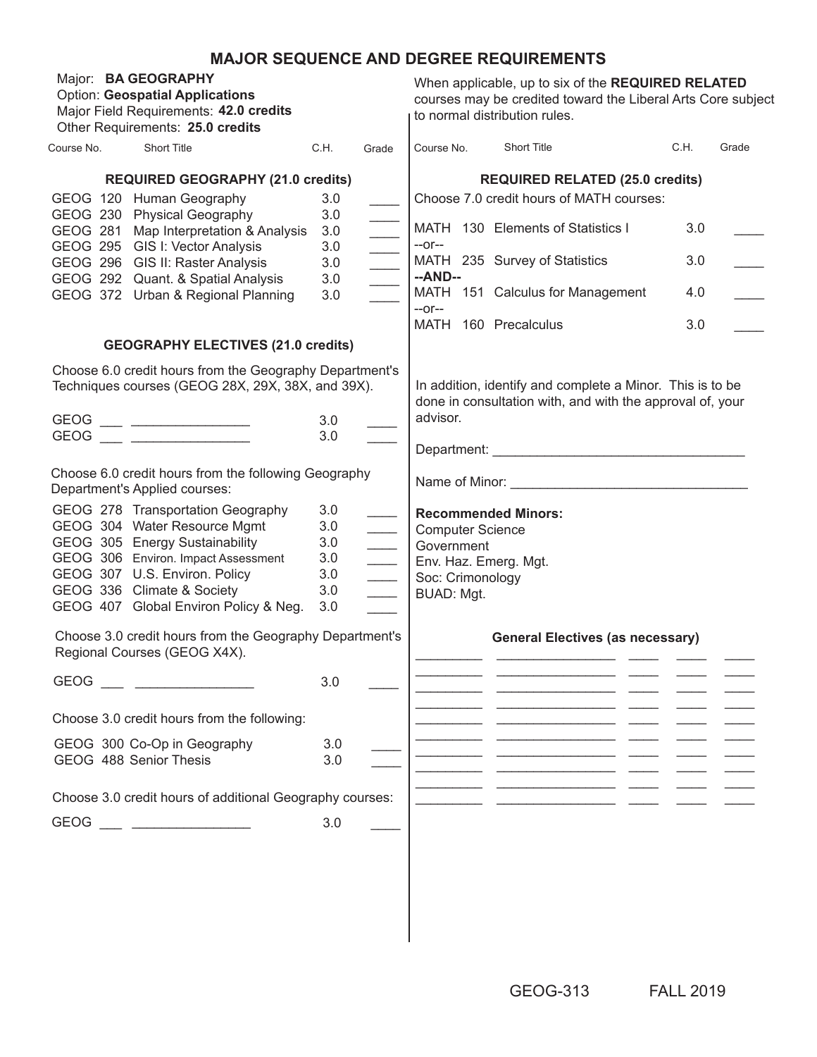# MAJOR SEQUENCE AND DEGREE REQUIREMENTS

Major: **BA GEOGRAPHY**
Option: **Geospatial Applications**
Major Field Requirements: **42.0 credits**
Other Requirements: **25.0 credits**

| Course No. | Short Title | C.H. | Grade |
|---|---|---|---|
| | **REQUIRED GEOGRAPHY (21.0 credits)** | | |
| GEOG 120 | Human Geography | 3.0 | ____ |
| GEOG 230 | Physical Geography | 3.0 | ____ |
| GEOG 281 | Map Interpretation & Analysis | 3.0 | ____ |
| GEOG 295 | GIS I: Vector Analysis | 3.0 | ____ |
| GEOG 296 | GIS II: Raster Analysis | 3.0 | ____ |
| GEOG 292 | Quant. & Spatial Analysis | 3.0 | ____ |
| GEOG 372 | Urban & Regional Planning | 3.0 | ____ |

## GEOGRAPHY ELECTIVES (21.0 credits)

Choose 6.0 credit hours from the Geography Department's Techniques courses (GEOG 28X, 29X, 38X, and 39X).

| Course No. | Short Title | C.H. | Grade |
|---|---|---|---|
| GEOG ___ | ________________ | 3.0 | ____ |
| GEOG ___ | ________________ | 3.0 | ____ |

Choose 6.0 credit hours from the following Geography Department's Applied courses:

| Course No. | Short Title | C.H. | Grade |
|---|---|---|---|
| GEOG 278 | Transportation Geography | 3.0 | ____ |
| GEOG 304 | Water Resource Mgmt | 3.0 | ____ |
| GEOG 305 | Energy Sustainability | 3.0 | ____ |
| GEOG 306 | Environ. Impact Assessment | 3.0 | ____ |
| GEOG 307 | U.S. Environ. Policy | 3.0 | ____ |
| GEOG 336 | Climate & Society | 3.0 | ____ |
| GEOG 407 | Global Environ Policy & Neg. | 3.0 | ____ |

Choose 3.0 credit hours from the Geography Department's Regional Courses (GEOG X4X).

| Course No. | Short Title | C.H. | Grade |
|---|---|---|---|
| GEOG ___ | ________________ | 3.0 | ____ |

Choose 3.0 credit hours from the following:

| Course No. | Short Title | C.H. | Grade |
|---|---|---|---|
| GEOG 300 | Co-Op in Geography | 3.0 | ____ |
| GEOG 488 | Senior Thesis | 3.0 | ____ |

Choose 3.0 credit hours of additional Geography courses:

| Course No. | Short Title | C.H. | Grade |
|---|---|---|---|
| GEOG ___ | ________________ | 3.0 | ____ |

When applicable, up to six of the **REQUIRED RELATED** courses may be credited toward the Liberal Arts Core subject to normal distribution rules.

## REQUIRED RELATED (25.0 credits)

Choose 7.0 credit hours of MATH courses:

| Course No. | Short Title | C.H. | Grade |
|---|---|---|---|
| MATH 130 | Elements of Statistics I | 3.0 | ____ |
| --or-- | | | |
| MATH 235 | Survey of Statistics | 3.0 | ____ |
| **--AND--** | | | |
| MATH 151 | Calculus for Management | 4.0 | ____ |
| --or-- | | | |
| MATH 160 | Precalculus | 3.0 | ____ |

In addition, identify and complete a Minor. This is to be done in consultation with, and with the approval of, your advisor.

Department: ________________________________

Name of Minor: ______________________________

**Recommended Minors:**
Computer Science
Government
Env. Haz. Emerg. Mgt.
Soc: Crimonology
BUAD: Mgt.

## General Electives (as necessary)

| | | | | |
|---|---|---|---|---|
| ________ | ________________ | ____ | ____ | ____ |
| ________ | ________________ | ____ | ____ | ____ |
| ________ | ________________ | ____ | ____ | ____ |
| ________ | ________________ | ____ | ____ | ____ |
| ________ | ________________ | ____ | ____ | ____ |
| ________ | ________________ | ____ | ____ | ____ |
| ________ | ________________ | ____ | ____ | ____ |
| ________ | ________________ | ____ | ____ | ____ |
| ________ | ________________ | ____ | ____ | ____ |
| ________ | ________________ | ____ | ____ | ____ |

GEOG-313 FALL 2019